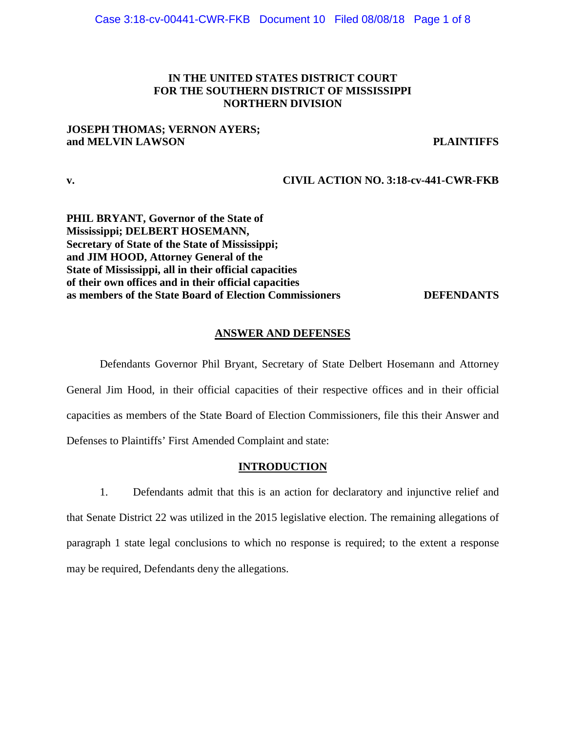**IN THE UNITED STATES DISTRICT COURT**
**FOR THE SOUTHERN DISTRICT OF MISSISSIPPI**
**NORTHERN DIVISION**

**JOSEPH THOMAS; VERNON AYERS;**
**and MELVIN LAWSON** **PLAINTIFFS**

**v.** **CIVIL ACTION NO. 3:18-cv-441-CWR-FKB**

**PHIL BRYANT, Governor of the State of Mississippi; DELBERT HOSEMANN, Secretary of State of the State of Mississippi; and JIM HOOD, Attorney General of the State of Mississippi, all in their official capacities of their own offices and in their official capacities as members of the State Board of Election Commissioners** **DEFENDANTS**

## ANSWER AND DEFENSES

Defendants Governor Phil Bryant, Secretary of State Delbert Hosemann and Attorney General Jim Hood, in their official capacities of their respective offices and in their official capacities as members of the State Board of Election Commissioners, file this their Answer and Defenses to Plaintiffs' First Amended Complaint and state:

## INTRODUCTION

1. Defendants admit that this is an action for declaratory and injunctive relief and that Senate District 22 was utilized in the 2015 legislative election. The remaining allegations of paragraph 1 state legal conclusions to which no response is required; to the extent a response may be required, Defendants deny the allegations.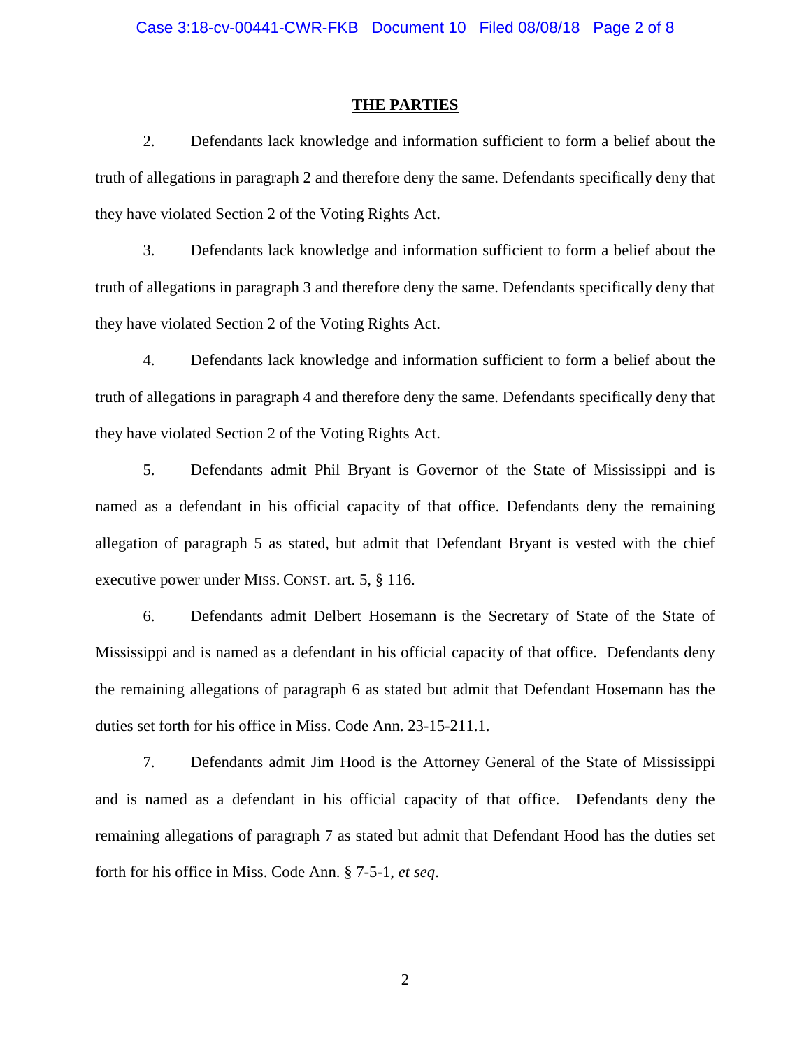## THE PARTIES

2. Defendants lack knowledge and information sufficient to form a belief about the truth of allegations in paragraph 2 and therefore deny the same. Defendants specifically deny that they have violated Section 2 of the Voting Rights Act.

3. Defendants lack knowledge and information sufficient to form a belief about the truth of allegations in paragraph 3 and therefore deny the same. Defendants specifically deny that they have violated Section 2 of the Voting Rights Act.

4. Defendants lack knowledge and information sufficient to form a belief about the truth of allegations in paragraph 4 and therefore deny the same. Defendants specifically deny that they have violated Section 2 of the Voting Rights Act.

5. Defendants admit Phil Bryant is Governor of the State of Mississippi and is named as a defendant in his official capacity of that office. Defendants deny the remaining allegation of paragraph 5 as stated, but admit that Defendant Bryant is vested with the chief executive power under MISS. CONST. art. 5, § 116.

6. Defendants admit Delbert Hosemann is the Secretary of State of the State of Mississippi and is named as a defendant in his official capacity of that office. Defendants deny the remaining allegations of paragraph 6 as stated but admit that Defendant Hosemann has the duties set forth for his office in Miss. Code Ann. 23-15-211.1.

7. Defendants admit Jim Hood is the Attorney General of the State of Mississippi and is named as a defendant in his official capacity of that office. Defendants deny the remaining allegations of paragraph 7 as stated but admit that Defendant Hood has the duties set forth for his office in Miss. Code Ann. § 7-5-1, *et seq*.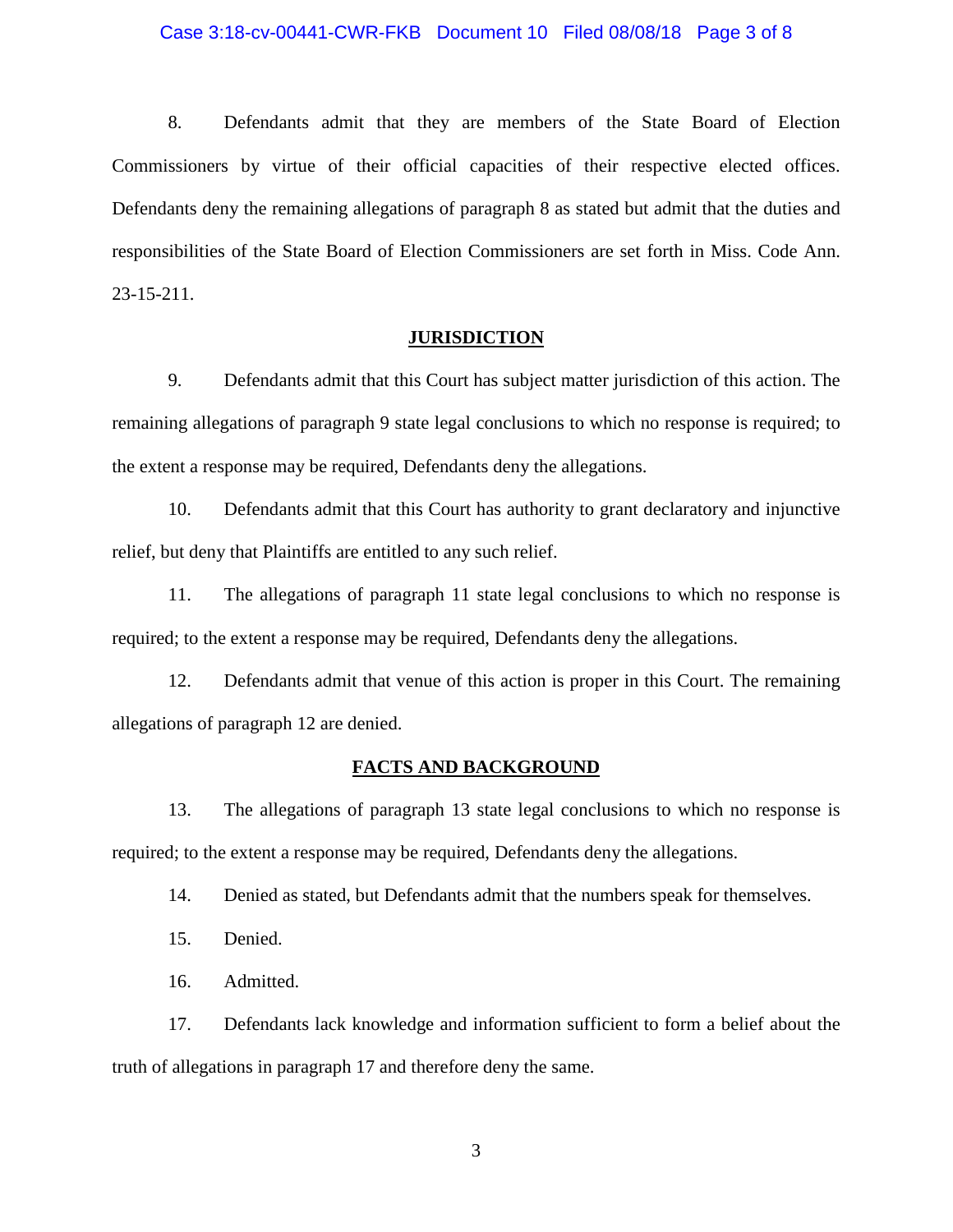8. Defendants admit that they are members of the State Board of Election Commissioners by virtue of their official capacities of their respective elected offices. Defendants deny the remaining allegations of paragraph 8 as stated but admit that the duties and responsibilities of the State Board of Election Commissioners are set forth in Miss. Code Ann. 23-15-211.

## JURISDICTION

9. Defendants admit that this Court has subject matter jurisdiction of this action. The remaining allegations of paragraph 9 state legal conclusions to which no response is required; to the extent a response may be required, Defendants deny the allegations.

10. Defendants admit that this Court has authority to grant declaratory and injunctive relief, but deny that Plaintiffs are entitled to any such relief.

11. The allegations of paragraph 11 state legal conclusions to which no response is required; to the extent a response may be required, Defendants deny the allegations.

12. Defendants admit that venue of this action is proper in this Court. The remaining allegations of paragraph 12 are denied.

## FACTS AND BACKGROUND

13. The allegations of paragraph 13 state legal conclusions to which no response is required; to the extent a response may be required, Defendants deny the allegations.

14. Denied as stated, but Defendants admit that the numbers speak for themselves.

15. Denied.

16. Admitted.

17. Defendants lack knowledge and information sufficient to form a belief about the truth of allegations in paragraph 17 and therefore deny the same.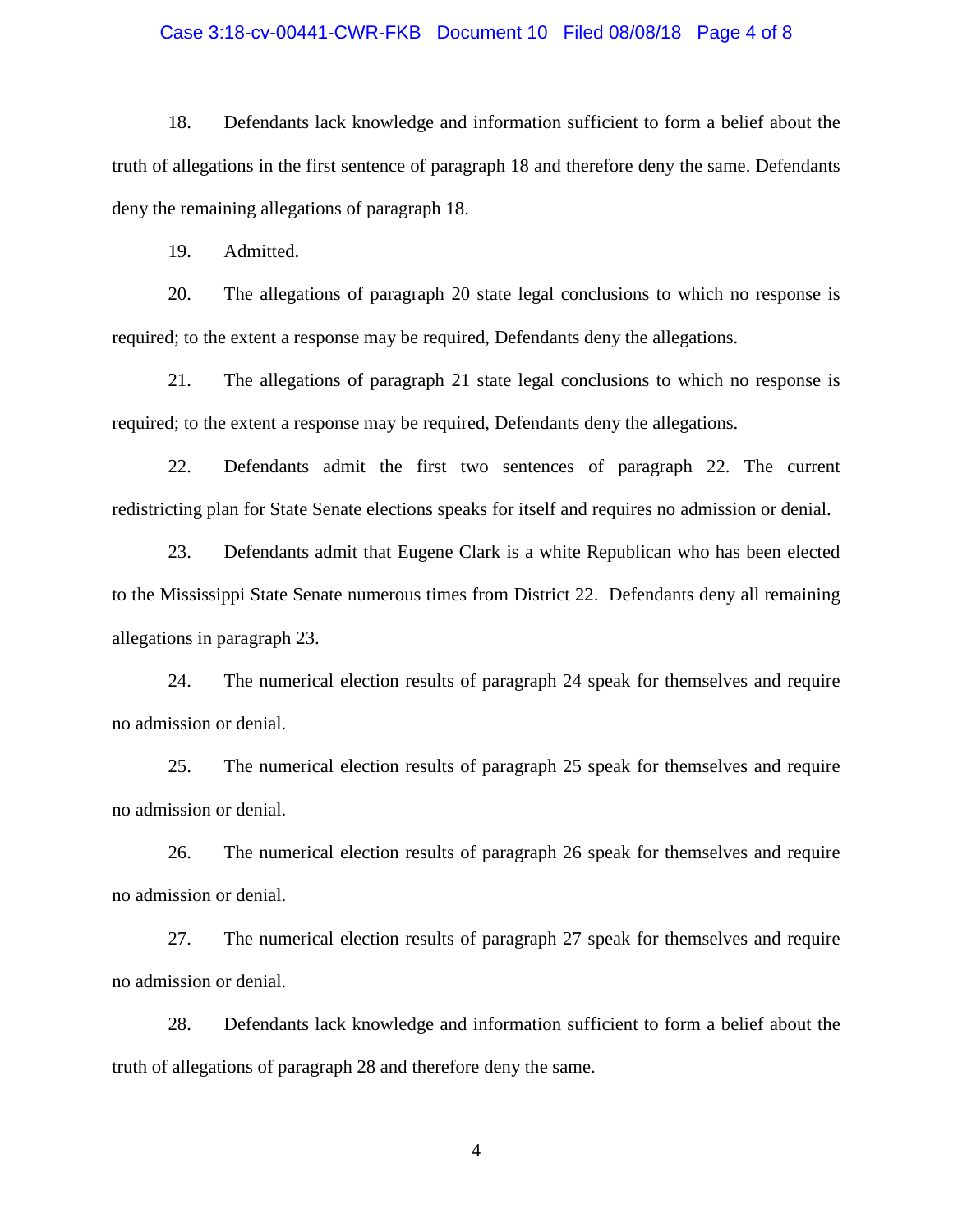18. Defendants lack knowledge and information sufficient to form a belief about the truth of allegations in the first sentence of paragraph 18 and therefore deny the same. Defendants deny the remaining allegations of paragraph 18.

19. Admitted.

20. The allegations of paragraph 20 state legal conclusions to which no response is required; to the extent a response may be required, Defendants deny the allegations.

21. The allegations of paragraph 21 state legal conclusions to which no response is required; to the extent a response may be required, Defendants deny the allegations.

22. Defendants admit the first two sentences of paragraph 22. The current redistricting plan for State Senate elections speaks for itself and requires no admission or denial.

23. Defendants admit that Eugene Clark is a white Republican who has been elected to the Mississippi State Senate numerous times from District 22. Defendants deny all remaining allegations in paragraph 23.

24. The numerical election results of paragraph 24 speak for themselves and require no admission or denial.

25. The numerical election results of paragraph 25 speak for themselves and require no admission or denial.

26. The numerical election results of paragraph 26 speak for themselves and require no admission or denial.

27. The numerical election results of paragraph 27 speak for themselves and require no admission or denial.

28. Defendants lack knowledge and information sufficient to form a belief about the truth of allegations of paragraph 28 and therefore deny the same.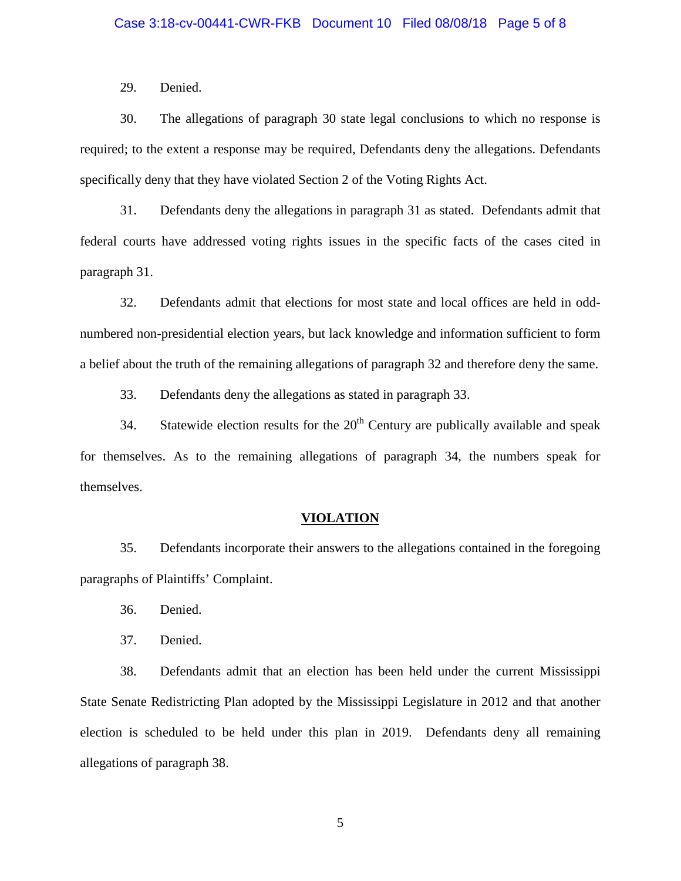29. Denied.

30. The allegations of paragraph 30 state legal conclusions to which no response is required; to the extent a response may be required, Defendants deny the allegations. Defendants specifically deny that they have violated Section 2 of the Voting Rights Act.

31. Defendants deny the allegations in paragraph 31 as stated. Defendants admit that federal courts have addressed voting rights issues in the specific facts of the cases cited in paragraph 31.

32. Defendants admit that elections for most state and local offices are held in odd-numbered non-presidential election years, but lack knowledge and information sufficient to form a belief about the truth of the remaining allegations of paragraph 32 and therefore deny the same.

33. Defendants deny the allegations as stated in paragraph 33.

34. Statewide election results for the 20th Century are publically available and speak for themselves. As to the remaining allegations of paragraph 34, the numbers speak for themselves.

## VIOLATION

35. Defendants incorporate their answers to the allegations contained in the foregoing paragraphs of Plaintiffs' Complaint.

36. Denied.

37. Denied.

38. Defendants admit that an election has been held under the current Mississippi State Senate Redistricting Plan adopted by the Mississippi Legislature in 2012 and that another election is scheduled to be held under this plan in 2019. Defendants deny all remaining allegations of paragraph 38.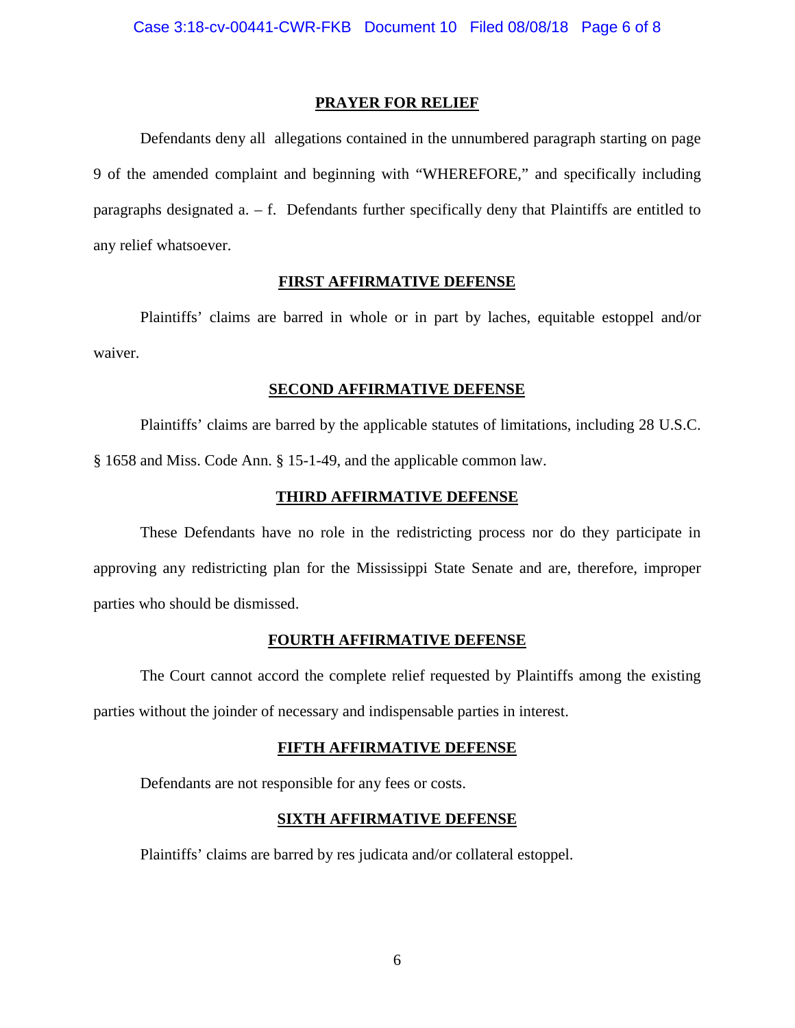## PRAYER FOR RELIEF

Defendants deny all allegations contained in the unnumbered paragraph starting on page 9 of the amended complaint and beginning with "WHEREFORE," and specifically including paragraphs designated a. – f. Defendants further specifically deny that Plaintiffs are entitled to any relief whatsoever.

## FIRST AFFIRMATIVE DEFENSE

Plaintiffs' claims are barred in whole or in part by laches, equitable estoppel and/or waiver.

## SECOND AFFIRMATIVE DEFENSE

Plaintiffs' claims are barred by the applicable statutes of limitations, including 28 U.S.C. § 1658 and Miss. Code Ann. § 15-1-49, and the applicable common law.

## THIRD AFFIRMATIVE DEFENSE

These Defendants have no role in the redistricting process nor do they participate in approving any redistricting plan for the Mississippi State Senate and are, therefore, improper parties who should be dismissed.

## FOURTH AFFIRMATIVE DEFENSE

The Court cannot accord the complete relief requested by Plaintiffs among the existing parties without the joinder of necessary and indispensable parties in interest.

## FIFTH AFFIRMATIVE DEFENSE

Defendants are not responsible for any fees or costs.

## SIXTH AFFIRMATIVE DEFENSE

Plaintiffs' claims are barred by res judicata and/or collateral estoppel.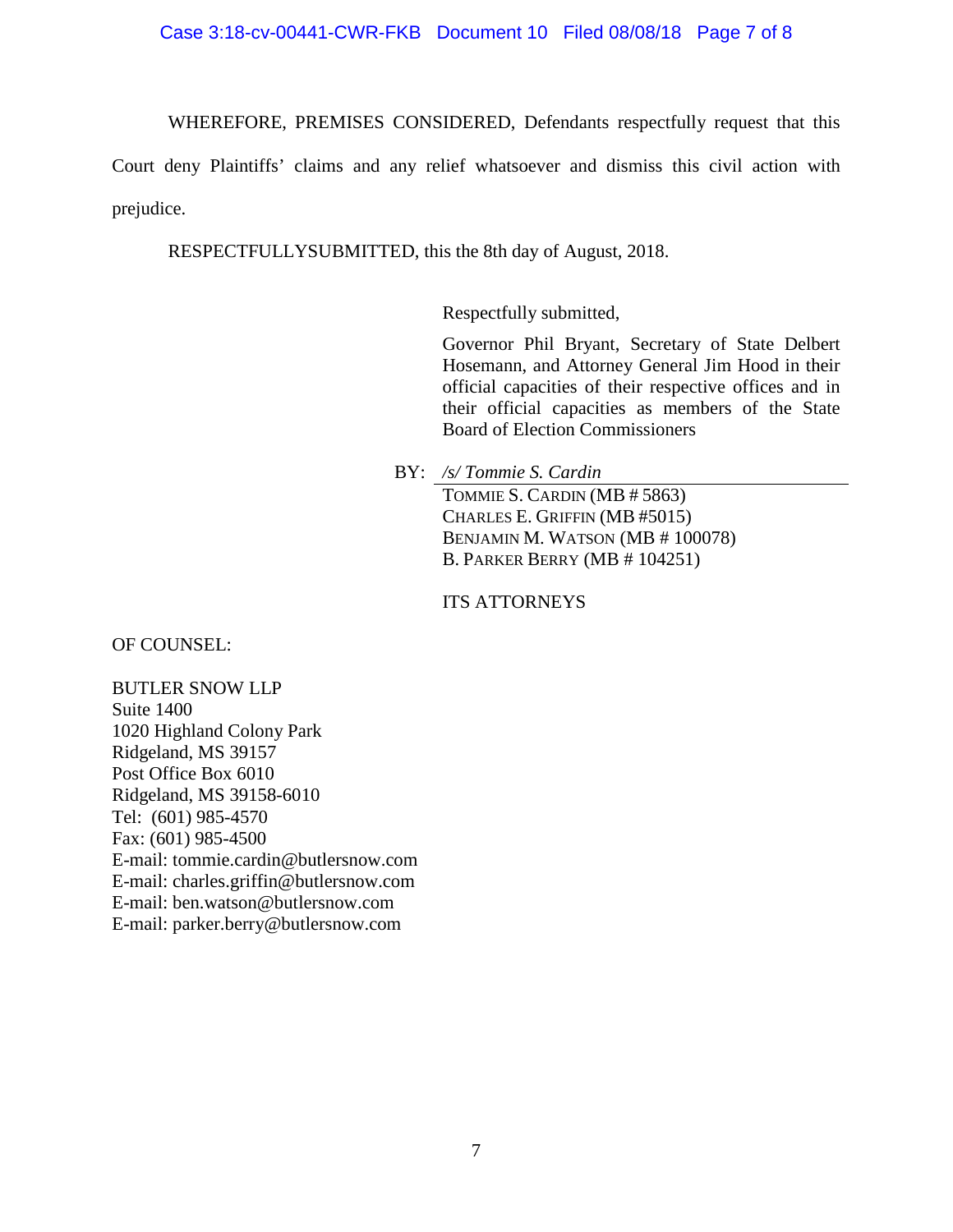WHEREFORE, PREMISES CONSIDERED, Defendants respectfully request that this Court deny Plaintiffs' claims and any relief whatsoever and dismiss this civil action with prejudice.

RESPECTFULLYSUBMITTED, this the 8th day of August, 2018.

Respectfully submitted,

Governor Phil Bryant, Secretary of State Delbert Hosemann, and Attorney General Jim Hood in their official capacities of their respective offices and in their official capacities as members of the State Board of Election Commissioners

BY: */s/ Tommie S. Cardin*

TOMMIE S. CARDIN (MB # 5863)
CHARLES E. GRIFFIN (MB #5015)
BENJAMIN M. WATSON (MB # 100078)
B. PARKER BERRY (MB # 104251)

ITS ATTORNEYS

OF COUNSEL:

BUTLER SNOW LLP
Suite 1400
1020 Highland Colony Park
Ridgeland, MS 39157
Post Office Box 6010
Ridgeland, MS 39158-6010
Tel: (601) 985-4570
Fax: (601) 985-4500
E-mail: tommie.cardin@butlersnow.com
E-mail: charles.griffin@butlersnow.com
E-mail: ben.watson@butlersnow.com
E-mail: parker.berry@butlersnow.com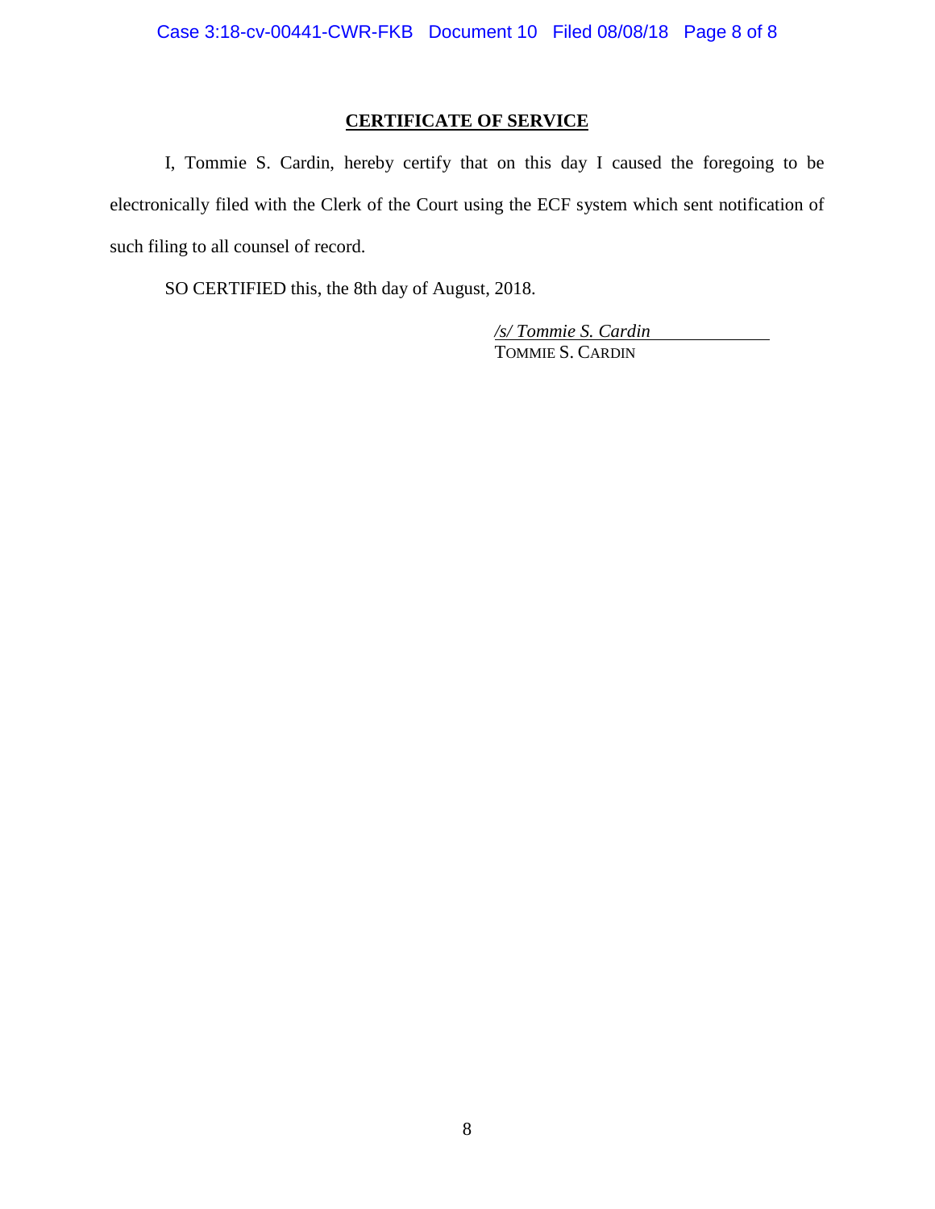## CERTIFICATE OF SERVICE

I, Tommie S. Cardin, hereby certify that on this day I caused the foregoing to be electronically filed with the Clerk of the Court using the ECF system which sent notification of such filing to all counsel of record.

SO CERTIFIED this, the 8th day of August, 2018.

*/s/ Tommie S. Cardin*
TOMMIE S. CARDIN